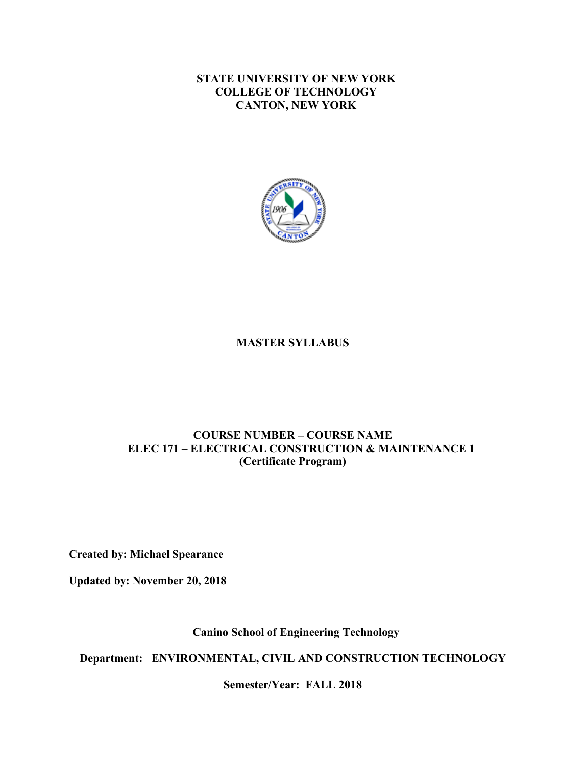**STATE UNIVERSITY OF NEW YORK**
**COLLEGE OF TECHNOLOGY**
**CANTON, NEW YORK**

# MASTER SYLLABUS

## COURSE NUMBER – COURSE NAME
## ELEC 171 – ELECTRICAL CONSTRUCTION & MAINTENANCE 1
**(Certificate Program)**

**Created by: Michael Spearance**

**Updated by: November 20, 2018**

**Canino School of Engineering Technology**

**Department: ENVIRONMENTAL, CIVIL AND CONSTRUCTION TECHNOLOGY**

**Semester/Year: FALL 2018**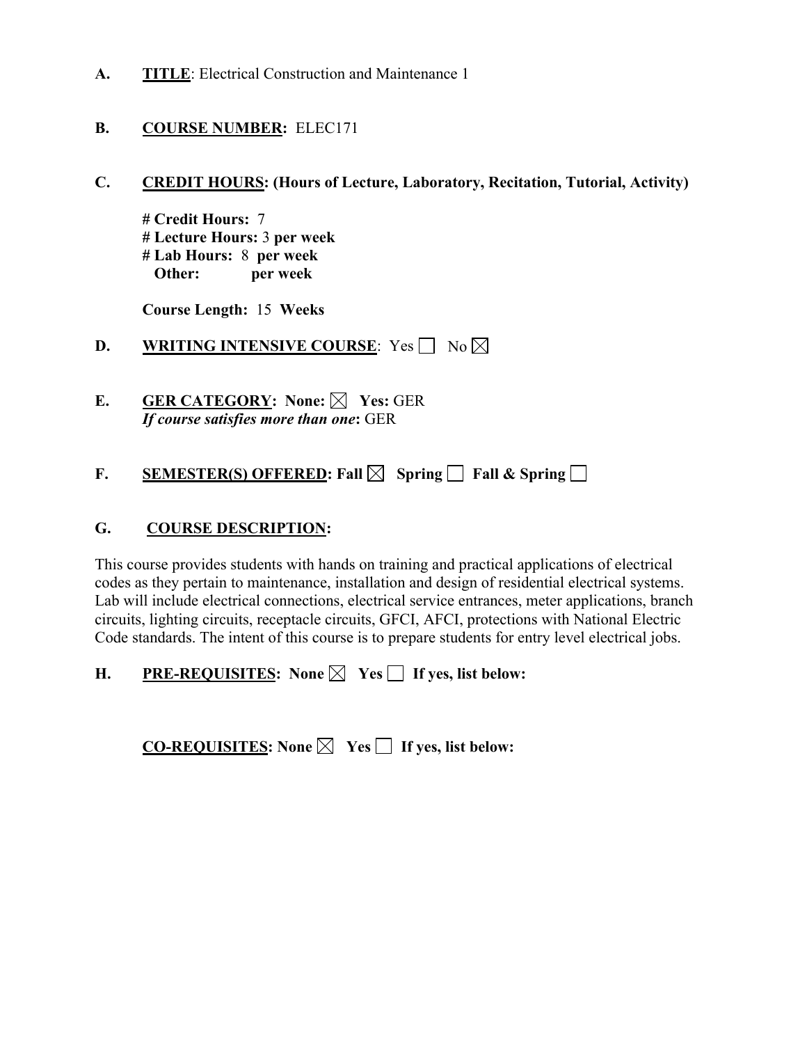**A.** **TITLE**: Electrical Construction and Maintenance 1

**B.** **COURSE NUMBER:** ELEC171

**C.** **CREDIT HOURS: (Hours of Lecture, Laboratory, Recitation, Tutorial, Activity)**

**# Credit Hours:** 7
**# Lecture Hours:** 3 **per week**
**# Lab Hours:** 8 **per week**
**Other:** **per week**

**Course Length:** 15 **Weeks**

**D.** **WRITING INTENSIVE COURSE**: Yes ☐ No ☒

**E.** **GER CATEGORY: None:** ☒ **Yes:** GER
***If course satisfies more than one*:** GER

**F.** **SEMESTER(S) OFFERED: Fall** ☒ **Spring** ☐ **Fall & Spring** ☐

**G.** **COURSE DESCRIPTION:**

This course provides students with hands on training and practical applications of electrical codes as they pertain to maintenance, installation and design of residential electrical systems. Lab will include electrical connections, electrical service entrances, meter applications, branch circuits, lighting circuits, receptacle circuits, GFCI, AFCI, protections with National Electric Code standards. The intent of this course is to prepare students for entry level electrical jobs.

**H.** **PRE-REQUISITES: None** ☒ **Yes** ☐ **If yes, list below:**

**CO-REQUISITES: None** ☒ **Yes** ☐ **If yes, list below:**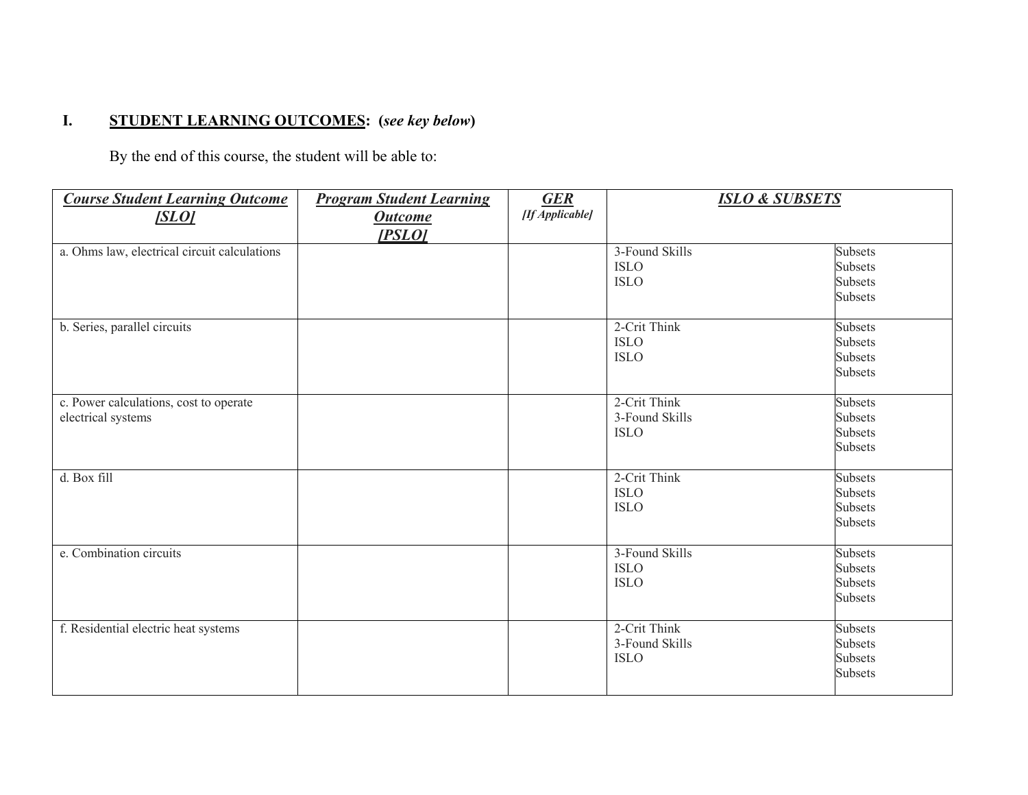## I. **STUDENT LEARNING OUTCOMES**: (*see key below*)

By the end of this course, the student will be able to:

| ***Course Student Learning Outcome [SLO]*** | ***Program Student Learning Outcome [PSLO]*** | ***GER*** *[If Applicable]* | ***ISLO & SUBSETS*** | |
|---|---|---|---|---|
| a. Ohms law, electrical circuit calculations | | | 3-Found Skills<br>ISLO<br>ISLO | Subsets<br>Subsets<br>Subsets<br>Subsets |
| b. Series, parallel circuits | | | 2-Crit Think<br>ISLO<br>ISLO | Subsets<br>Subsets<br>Subsets<br>Subsets |
| c. Power calculations, cost to operate electrical systems | | | 2-Crit Think<br>3-Found Skills<br>ISLO | Subsets<br>Subsets<br>Subsets<br>Subsets |
| d. Box fill | | | 2-Crit Think<br>ISLO<br>ISLO | Subsets<br>Subsets<br>Subsets<br>Subsets |
| e. Combination circuits | | | 3-Found Skills<br>ISLO<br>ISLO | Subsets<br>Subsets<br>Subsets<br>Subsets |
| f. Residential electric heat systems | | | 2-Crit Think<br>3-Found Skills<br>ISLO | Subsets<br>Subsets<br>Subsets<br>Subsets |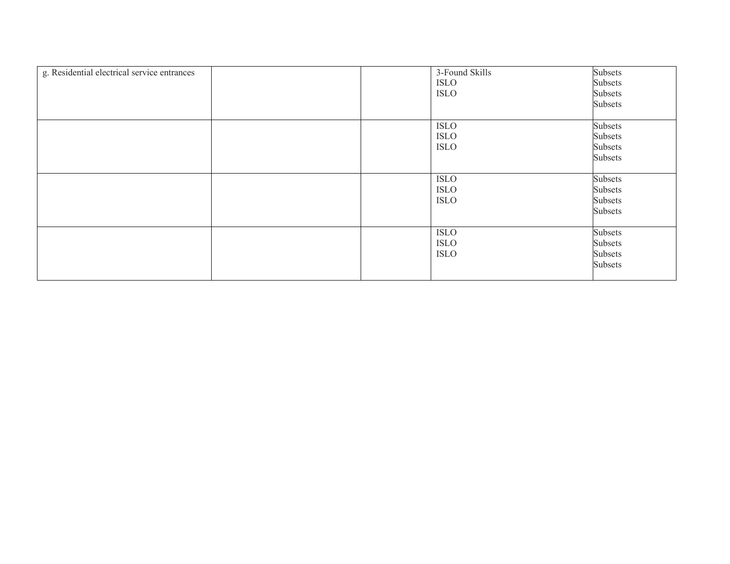| | | | | |
|---|---|---|---|---|
| g. Residential electrical service entrances | | | 3-Found Skills<br>ISLO<br>ISLO | Subsets<br>Subsets<br>Subsets<br>Subsets |
| | | | ISLO<br>ISLO<br>ISLO | Subsets<br>Subsets<br>Subsets<br>Subsets |
| | | | ISLO<br>ISLO<br>ISLO | Subsets<br>Subsets<br>Subsets<br>Subsets |
| | | | ISLO<br>ISLO<br>ISLO | Subsets<br>Subsets<br>Subsets<br>Subsets |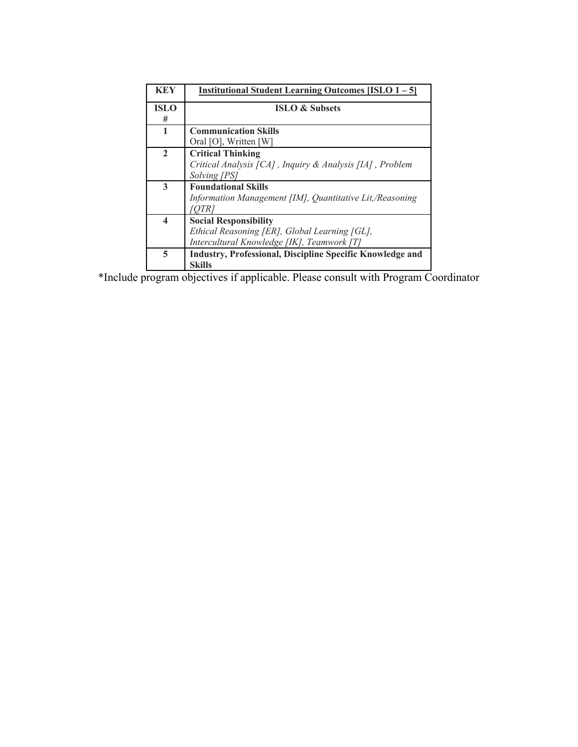| KEY | Institutional Student Learning Outcomes [ISLO 1 – 5] |
|---|---|
| **ISLO #** | **ISLO & Subsets** |
| **1** | **Communication Skills**<br>Oral [O], Written [W] |
| **2** | **Critical Thinking**<br>*Critical Analysis [CA] , Inquiry & Analysis [IA] , Problem Solving [PS]* |
| **3** | **Foundational Skills**<br>*Information Management [IM], Quantitative Lit,/Reasoning [QTR]* |
| **4** | **Social Responsibility**<br>*Ethical Reasoning [ER], Global Learning [GL], Intercultural Knowledge [IK], Teamwork [T]* |
| **5** | **Industry, Professional, Discipline Specific Knowledge and Skills** |

*Include program objectives if applicable. Please consult with Program Coordinator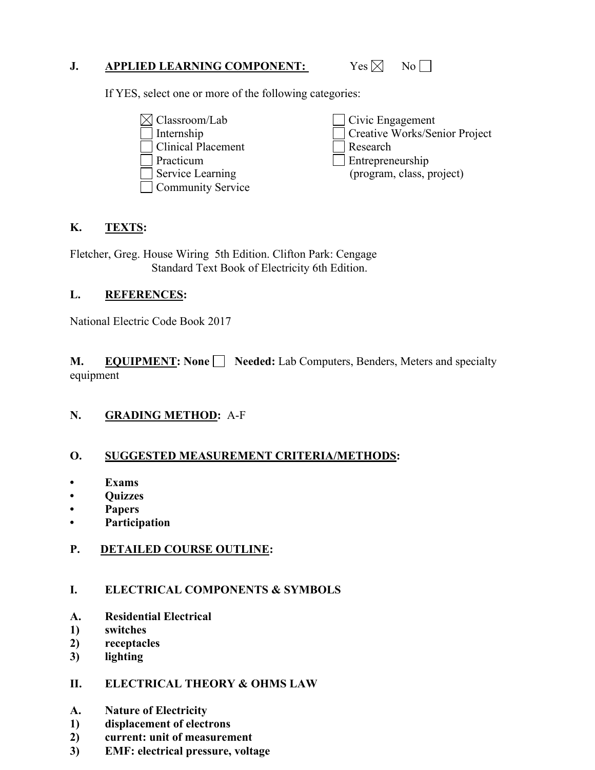**J. APPLIED LEARNING COMPONENT:** Yes ☒ No ☐

If YES, select one or more of the following categories:

- ☒ Classroom/Lab
- ☐ Internship
- ☐ Clinical Placement
- ☐ Practicum
- ☐ Service Learning
- ☐ Community Service
- ☐ Civic Engagement
- ☐ Creative Works/Senior Project
- ☐ Research
- ☐ Entrepreneurship (program, class, project)

**K. TEXTS:**

Fletcher, Greg. House Wiring 5th Edition. Clifton Park: Cengage
Standard Text Book of Electricity 6th Edition.

**L. REFERENCES:**

National Electric Code Book 2017

**M. EQUIPMENT: None ☐ Needed:** Lab Computers, Benders, Meters and specialty equipment

**N. GRADING METHOD:** A-F

**O. SUGGESTED MEASUREMENT CRITERIA/METHODS:**

- **Exams**
- **Quizzes**
- **Papers**
- **Participation**

**P. DETAILED COURSE OUTLINE:**

**I. ELECTRICAL COMPONENTS & SYMBOLS**

**A. Residential Electrical**
**1) switches**
**2) receptacles**
**3) lighting**

**II. ELECTRICAL THEORY & OHMS LAW**

**A. Nature of Electricity**
**1) displacement of electrons**
**2) current: unit of measurement**
**3) EMF: electrical pressure, voltage**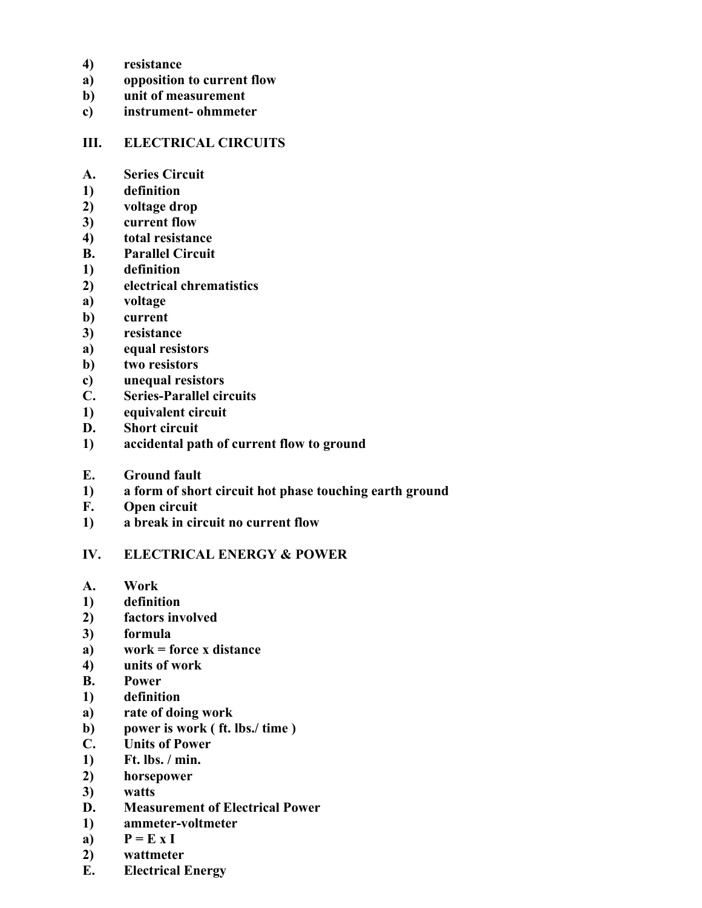**4)** **resistance**
**a)** **opposition to current flow**
**b)** **unit of measurement**
**c)** **instrument- ohmmeter**

## III. ELECTRICAL CIRCUITS

**A.** **Series Circuit**
**1)** **definition**
**2)** **voltage drop**
**3)** **current flow**
**4)** **total resistance**
**B.** **Parallel Circuit**
**1)** **definition**
**2)** **electrical chrematistics**
**a)** **voltage**
**b)** **current**
**3)** **resistance**
**a)** **equal resistors**
**b)** **two resistors**
**c)** **unequal resistors**
**C.** **Series-Parallel circuits**
**1)** **equivalent circuit**
**D.** **Short circuit**
**1)** **accidental path of current flow to ground**

**E.** **Ground fault**
**1)** **a form of short circuit hot phase touching earth ground**
**F.** **Open circuit**
**1)** **a break in circuit no current flow**

## IV. ELECTRICAL ENERGY & POWER

**A.** **Work**
**1)** **definition**
**2)** **factors involved**
**3)** **formula**
**a)** **work = force x distance**
**4)** **units of work**
**B.** **Power**
**1)** **definition**
**a)** **rate of doing work**
**b)** **power is work ( ft. lbs./ time )**
**C.** **Units of Power**
**1)** **Ft. lbs. / min.**
**2)** **horsepower**
**3)** **watts**
**D.** **Measurement of Electrical Power**
**1)** **ammeter-voltmeter**
**a)** **$P = E \times I$**
**2)** **wattmeter**
**E.** **Electrical Energy**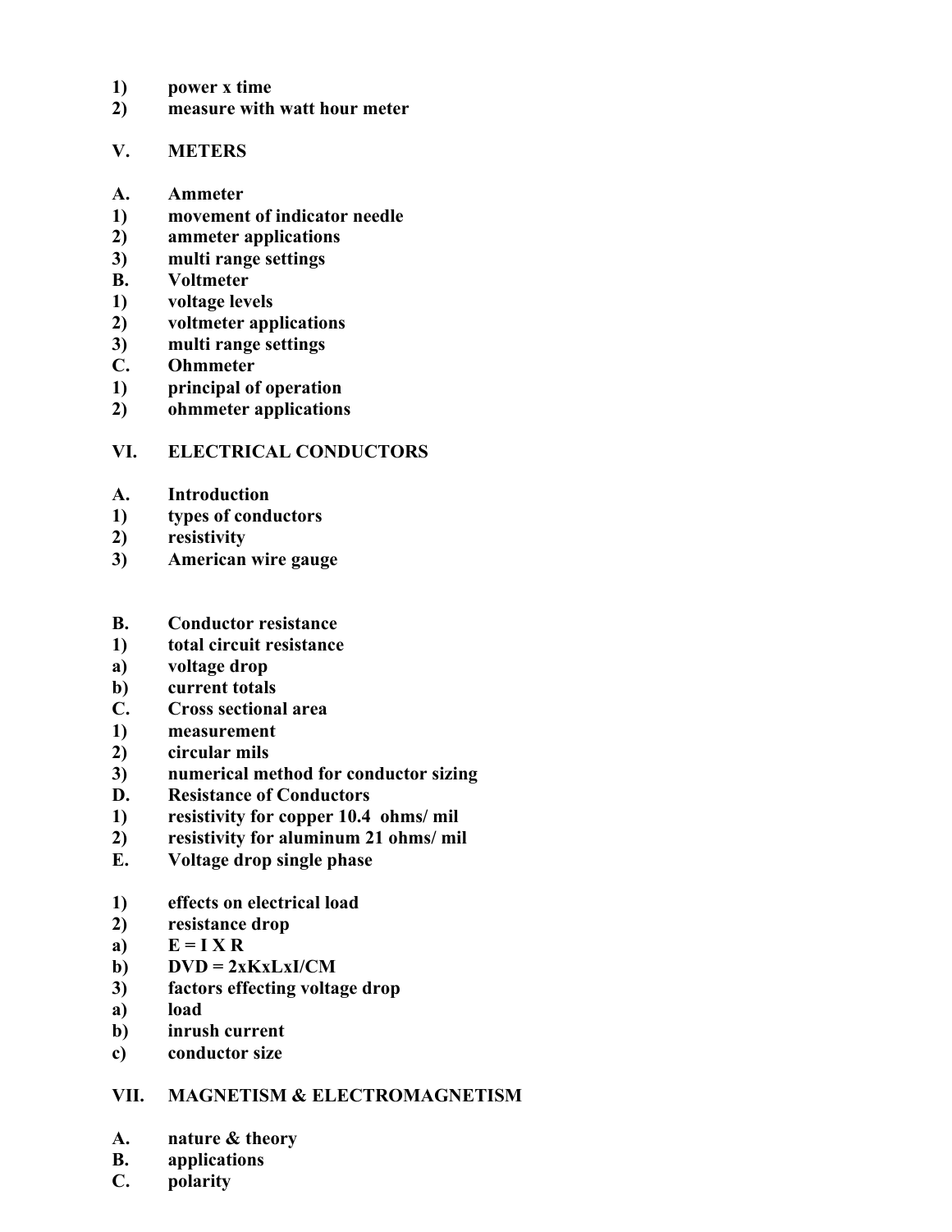1) power x time
2) measure with watt hour meter

## V. METERS

A. Ammeter
1) movement of indicator needle
2) ammeter applications
3) multi range settings
B. Voltmeter
1) voltage levels
2) voltmeter applications
3) multi range settings
C. Ohmmeter
1) principal of operation
2) ohmmeter applications

## VI. ELECTRICAL CONDUCTORS

A. Introduction
1) types of conductors
2) resistivity
3) American wire gauge

B. Conductor resistance
1) total circuit resistance
a) voltage drop
b) current totals
C. Cross sectional area
1) measurement
2) circular mils
3) numerical method for conductor sizing
D. Resistance of Conductors
1) resistivity for copper 10.4 ohms/ mil
2) resistivity for aluminum 21 ohms/ mil
E. Voltage drop single phase

1) effects on electrical load
2) resistance drop
a) $E = I \times R$
b) $DVD = 2 \times K \times L \times I / CM$
3) factors effecting voltage drop
a) load
b) inrush current
c) conductor size

## VII. MAGNETISM & ELECTROMAGNETISM

A. nature & theory
B. applications
C. polarity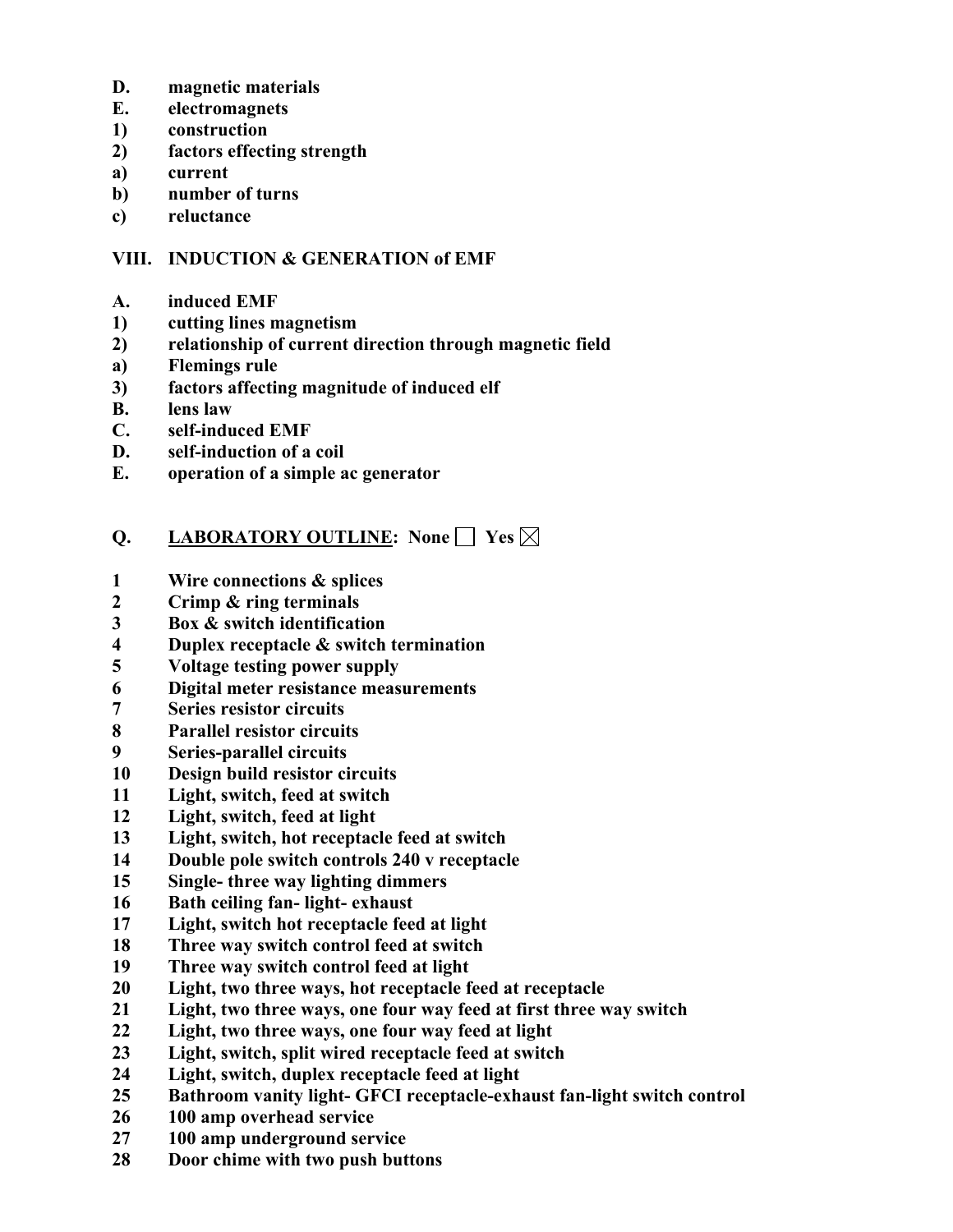**D. magnetic materials**
**E. electromagnets**
**1) construction**
**2) factors effecting strength**
**a) current**
**b) number of turns**
**c) reluctance**

## VIII. INDUCTION & GENERATION of EMF

**A. induced EMF**
**1) cutting lines magnetism**
**2) relationship of current direction through magnetic field**
**a) Flemings rule**
**3) factors affecting magnitude of induced elf**
**B. lens law**
**C. self-induced EMF**
**D. self-induction of a coil**
**E. operation of a simple ac generator**

## Q. LABORATORY OUTLINE: None ☐ Yes ☒

**1 Wire connections & splices**
**2 Crimp & ring terminals**
**3 Box & switch identification**
**4 Duplex receptacle & switch termination**
**5 Voltage testing power supply**
**6 Digital meter resistance measurements**
**7 Series resistor circuits**
**8 Parallel resistor circuits**
**9 Series-parallel circuits**
**10 Design build resistor circuits**
**11 Light, switch, feed at switch**
**12 Light, switch, feed at light**
**13 Light, switch, hot receptacle feed at switch**
**14 Double pole switch controls 240 v receptacle**
**15 Single- three way lighting dimmers**
**16 Bath ceiling fan- light- exhaust**
**17 Light, switch hot receptacle feed at light**
**18 Three way switch control feed at switch**
**19 Three way switch control feed at light**
**20 Light, two three ways, hot receptacle feed at receptacle**
**21 Light, two three ways, one four way feed at first three way switch**
**22 Light, two three ways, one four way feed at light**
**23 Light, switch, split wired receptacle feed at switch**
**24 Light, switch, duplex receptacle feed at light**
**25 Bathroom vanity light- GFCI receptacle-exhaust fan-light switch control**
**26 100 amp overhead service**
**27 100 amp underground service**
**28 Door chime with two push buttons**